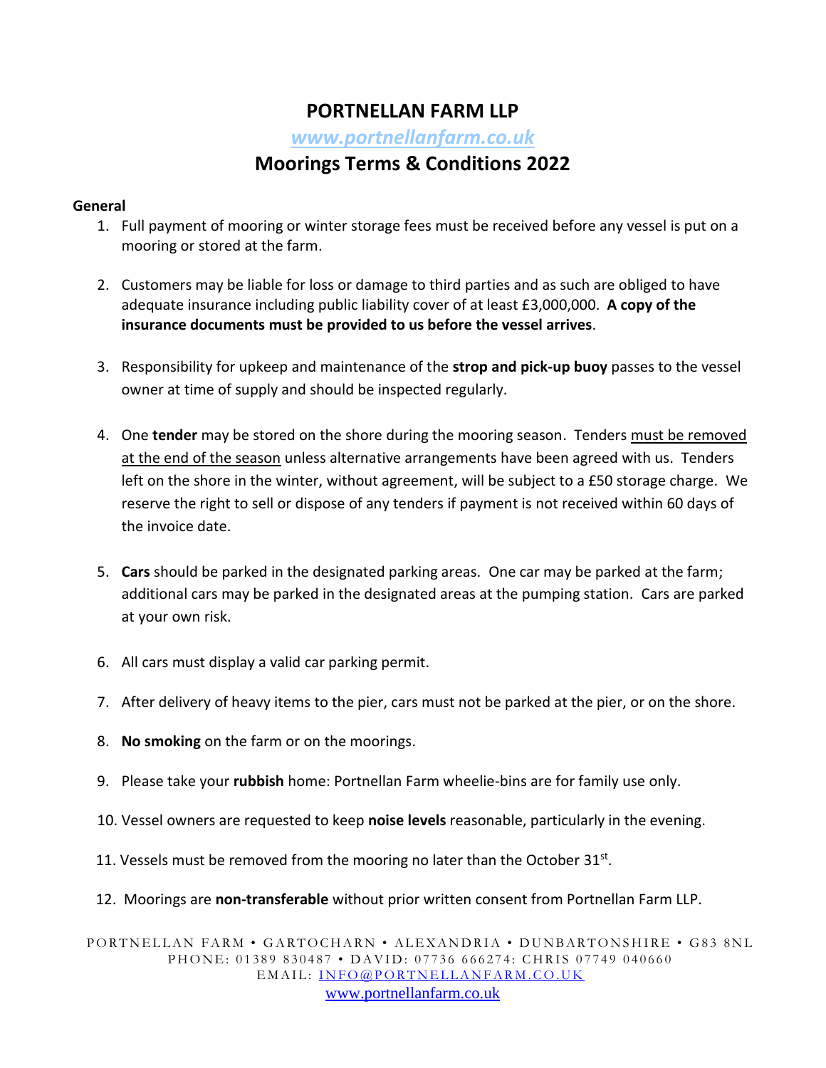# PORTNELLAN FARM LLP

*www.portnellanfarm.co.uk*

## Moorings Terms & Conditions 2022

**General**

1. Full payment of mooring or winter storage fees must be received before any vessel is put on a mooring or stored at the farm.

2. Customers may be liable for loss or damage to third parties and as such are obliged to have adequate insurance including public liability cover of at least £3,000,000. **A copy of the insurance documents must be provided to us before the vessel arrives**.

3. Responsibility for upkeep and maintenance of the **strop and pick-up buoy** passes to the vessel owner at time of supply and should be inspected regularly.

4. One **tender** may be stored on the shore during the mooring season. Tenders must be removed at the end of the season unless alternative arrangements have been agreed with us. Tenders left on the shore in the winter, without agreement, will be subject to a £50 storage charge. We reserve the right to sell or dispose of any tenders if payment is not received within 60 days of the invoice date.

5. **Cars** should be parked in the designated parking areas. One car may be parked at the farm; additional cars may be parked in the designated areas at the pumping station. Cars are parked at your own risk.

6. All cars must display a valid car parking permit.

7. After delivery of heavy items to the pier, cars must not be parked at the pier, or on the shore.

8. **No smoking** on the farm or on the moorings.

9. Please take your **rubbish** home: Portnellan Farm wheelie-bins are for family use only.

10. Vessel owners are requested to keep **noise levels** reasonable, particularly in the evening.

11. Vessels must be removed from the mooring no later than the October 31st.

12. Moorings are **non-transferable** without prior written consent from Portnellan Farm LLP.

PORTNELLAN FARM • GARTOCHARN • ALEXANDRIA • DUNBARTONSHIRE • G83 8NL
PHONE: 01389 830487 • DAVID: 07736 666274: CHRIS 07749 040660
EMAIL: INFO@PORTNELLANFARM.CO.UK
www.portnellanfarm.co.uk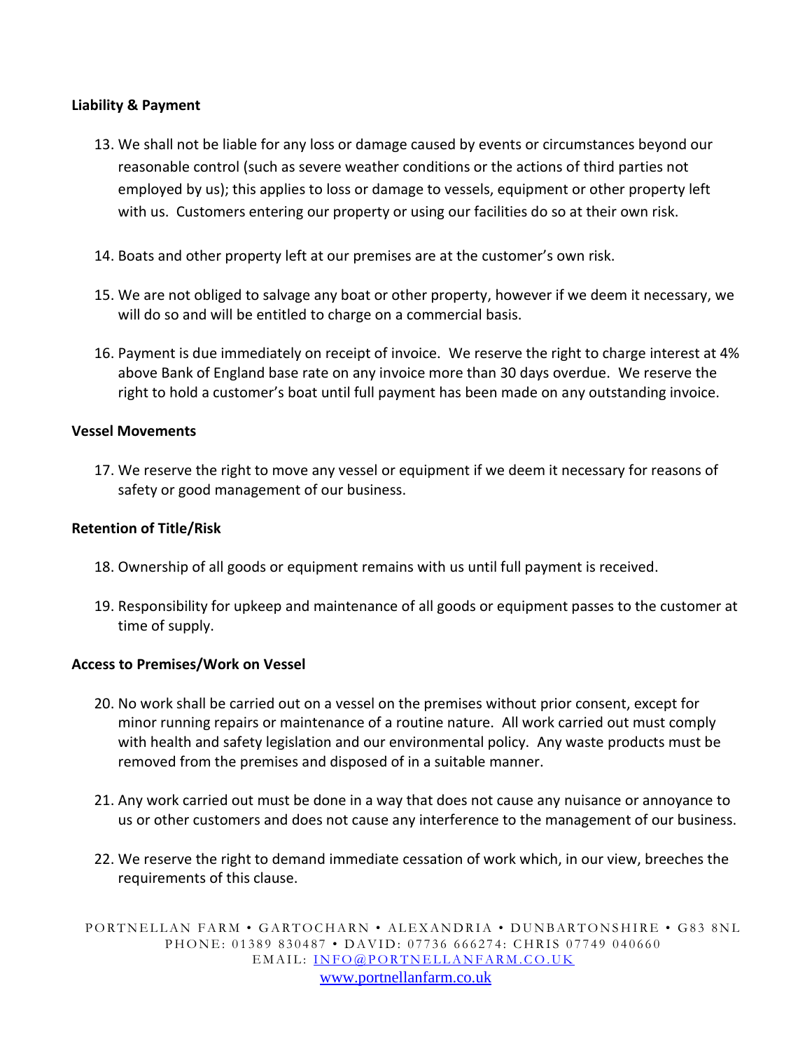**Liability & Payment**

13. We shall not be liable for any loss or damage caused by events or circumstances beyond our reasonable control (such as severe weather conditions or the actions of third parties not employed by us); this applies to loss or damage to vessels, equipment or other property left with us. Customers entering our property or using our facilities do so at their own risk.

14. Boats and other property left at our premises are at the customer's own risk.

15. We are not obliged to salvage any boat or other property, however if we deem it necessary, we will do so and will be entitled to charge on a commercial basis.

16. Payment is due immediately on receipt of invoice. We reserve the right to charge interest at 4% above Bank of England base rate on any invoice more than 30 days overdue. We reserve the right to hold a customer's boat until full payment has been made on any outstanding invoice.

**Vessel Movements**

17. We reserve the right to move any vessel or equipment if we deem it necessary for reasons of safety or good management of our business.

**Retention of Title/Risk**

18. Ownership of all goods or equipment remains with us until full payment is received.

19. Responsibility for upkeep and maintenance of all goods or equipment passes to the customer at time of supply.

**Access to Premises/Work on Vessel**

20. No work shall be carried out on a vessel on the premises without prior consent, except for minor running repairs or maintenance of a routine nature. All work carried out must comply with health and safety legislation and our environmental policy. Any waste products must be removed from the premises and disposed of in a suitable manner.

21. Any work carried out must be done in a way that does not cause any nuisance or annoyance to us or other customers and does not cause any interference to the management of our business.

22. We reserve the right to demand immediate cessation of work which, in our view, breeches the requirements of this clause.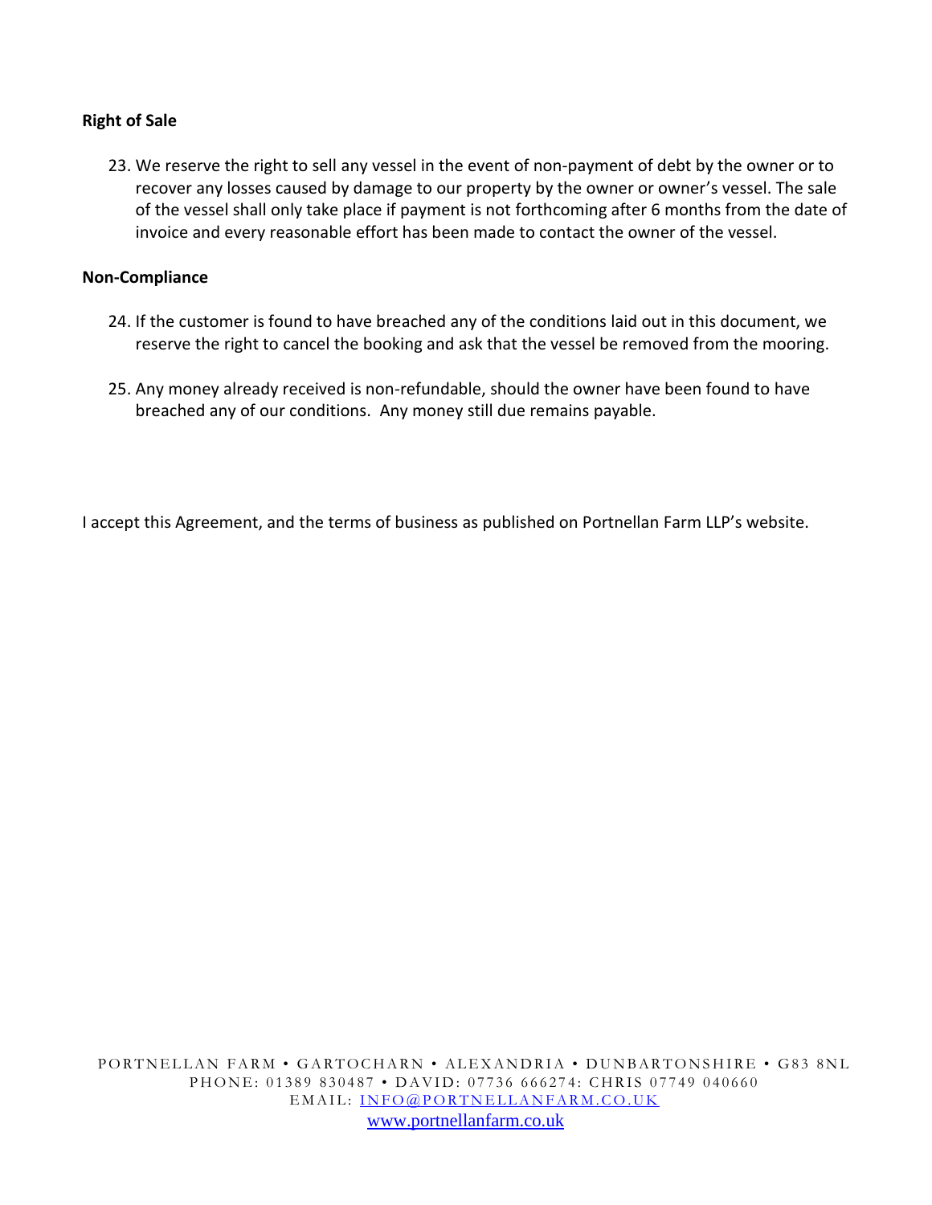**Right of Sale**

23. We reserve the right to sell any vessel in the event of non-payment of debt by the owner or to recover any losses caused by damage to our property by the owner or owner's vessel. The sale of the vessel shall only take place if payment is not forthcoming after 6 months from the date of invoice and every reasonable effort has been made to contact the owner of the vessel.

**Non-Compliance**

24. If the customer is found to have breached any of the conditions laid out in this document, we reserve the right to cancel the booking and ask that the vessel be removed from the mooring.

25. Any money already received is non-refundable, should the owner have been found to have breached any of our conditions. Any money still due remains payable.

I accept this Agreement, and the terms of business as published on Portnellan Farm LLP's website.

PORTNELLAN FARM • GARTOCHARN • ALEXANDRIA • DUNBARTONSHIRE • G83 8NL
PHONE: 01389 830487 • DAVID: 07736 666274: CHRIS 07749 040660
EMAIL: INFO@PORTNELLANFARM.CO.UK
www.portnellanfarm.co.uk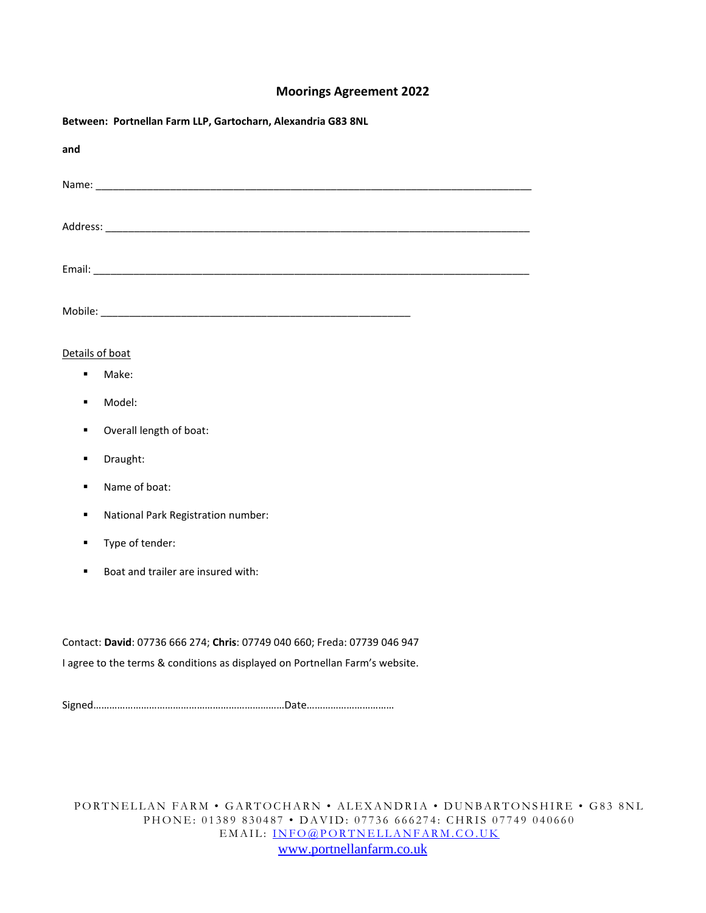# Moorings Agreement 2022

**Between: Portnellan Farm LLP, Gartocharn, Alexandria G83 8NL**

**and**

Name: ______________________________________________________________________________

Address: ____________________________________________________________________________

Email: ______________________________________________________________________________

Mobile: _______________________________________________________

Details of boat

- Make:
- Model:
- Overall length of boat:
- Draught:
- Name of boat:
- National Park Registration number:
- Type of tender:
- Boat and trailer are insured with:

Contact: **David**: 07736 666 274; **Chris**: 07749 040 660; Freda: 07739 046 947

I agree to the terms & conditions as displayed on Portnellan Farm's website.

Signed………………………………………………………………Date……………………………

PORTNELLAN FARM • GARTOCHARN • ALEXANDRIA • DUNBARTONSHIRE • G83 8NL
PHONE: 01389 830487 • DAVID: 07736 666274: CHRIS 07749 040660
EMAIL: INFO@PORTNELLANFARM.CO.UK
www.portnellanfarm.co.uk